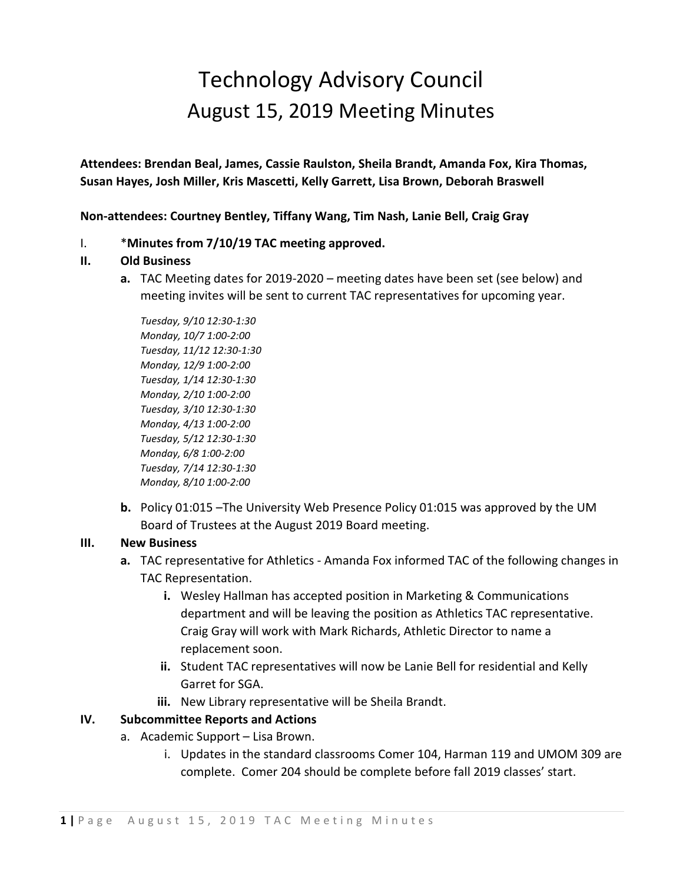# Technology Advisory Council

## August 15, 2019 Meeting Minutes

**Attendees: Brendan Beal, James, Cassie Raulston, Sheila Brandt, Amanda Fox, Kira Thomas, Susan Hayes, Josh Miller, Kris Mascetti, Kelly Garrett, Lisa Brown, Deborah Braswell**

**Non-attendees: Courtney Bentley, Tiffany Wang, Tim Nash, Lanie Bell, Craig Gray**

I. ***Minutes from 7/10/19 TAC meeting approved.**

**II. Old Business**

- **a.** TAC Meeting dates for 2019-2020 – meeting dates have been set (see below) and meeting invites will be sent to current TAC representatives for upcoming year.

  *Tuesday, 9/10 12:30-1:30*
  *Monday, 10/7 1:00-2:00*
  *Tuesday, 11/12 12:30-1:30*
  *Monday, 12/9 1:00-2:00*
  *Tuesday, 1/14 12:30-1:30*
  *Monday, 2/10 1:00-2:00*
  *Tuesday, 3/10 12:30-1:30*
  *Monday, 4/13 1:00-2:00*
  *Tuesday, 5/12 12:30-1:30*
  *Monday, 6/8 1:00-2:00*
  *Tuesday, 7/14 12:30-1:30*
  *Monday, 8/10 1:00-2:00*

- **b.** Policy 01:015 –The University Web Presence Policy 01:015 was approved by the UM Board of Trustees at the August 2019 Board meeting.

**III. New Business**

- **a.** TAC representative for Athletics - Amanda Fox informed TAC of the following changes in TAC Representation.
  - **i.** Wesley Hallman has accepted position in Marketing & Communications department and will be leaving the position as Athletics TAC representative. Craig Gray will work with Mark Richards, Athletic Director to name a replacement soon.
  - **ii.** Student TAC representatives will now be Lanie Bell for residential and Kelly Garret for SGA.
  - **iii.** New Library representative will be Sheila Brandt.

**IV. Subcommittee Reports and Actions**

- a. Academic Support – Lisa Brown.
  - i. Updates in the standard classrooms Comer 104, Harman 119 and UMOM 309 are complete. Comer 204 should be complete before fall 2019 classes' start.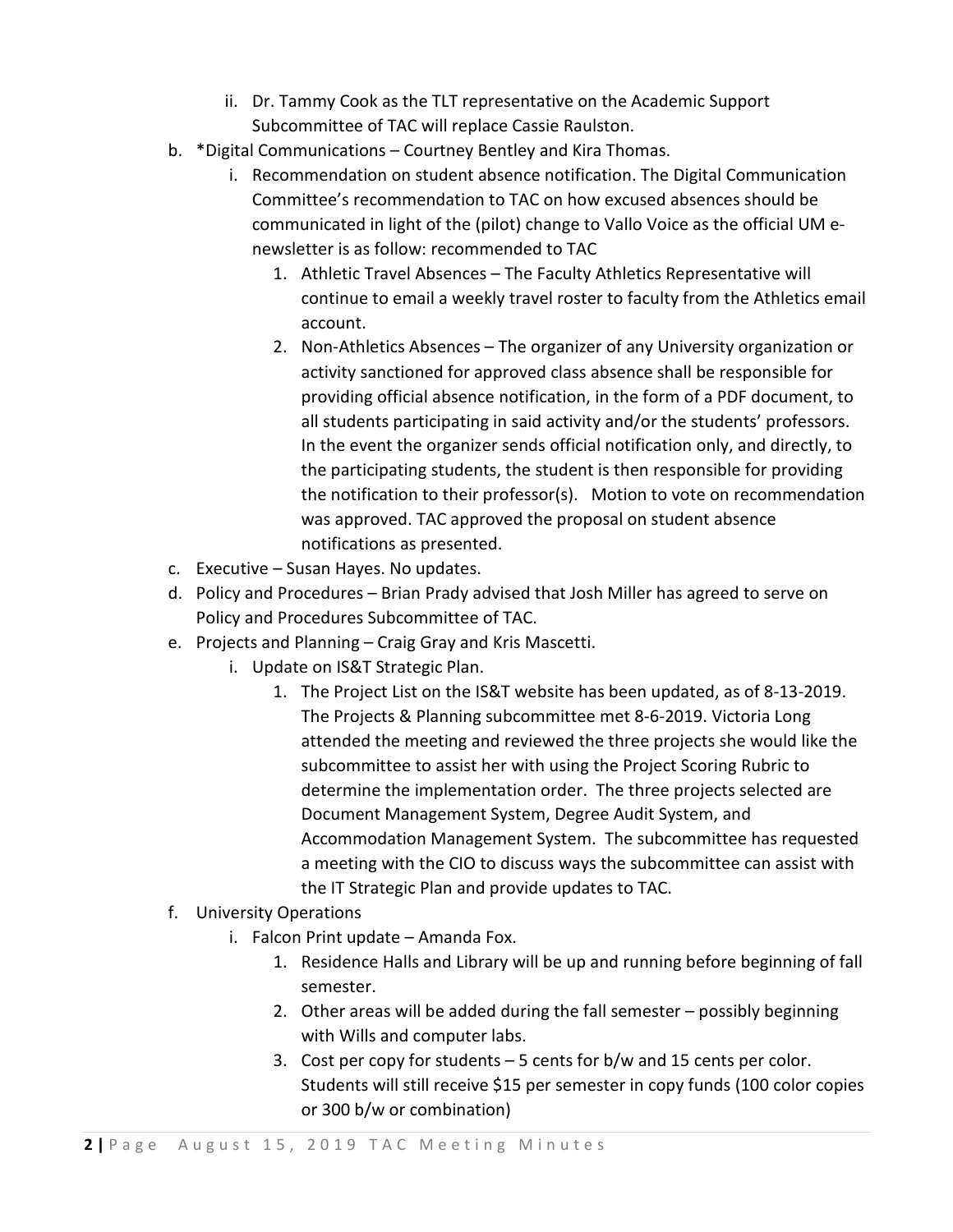ii. Dr. Tammy Cook as the TLT representative on the Academic Support Subcommittee of TAC will replace Cassie Raulston.

b. *Digital Communications – Courtney Bentley and Kira Thomas.
   i. Recommendation on student absence notification. The Digital Communication Committee's recommendation to TAC on how excused absences should be communicated in light of the (pilot) change to Vallo Voice as the official UM e-newsletter is as follow: recommended to TAC
      1. Athletic Travel Absences – The Faculty Athletics Representative will continue to email a weekly travel roster to faculty from the Athletics email account.
      2. Non-Athletics Absences – The organizer of any University organization or activity sanctioned for approved class absence shall be responsible for providing official absence notification, in the form of a PDF document, to all students participating in said activity and/or the students' professors. In the event the organizer sends official notification only, and directly, to the participating students, the student is then responsible for providing the notification to their professor(s). Motion to vote on recommendation was approved. TAC approved the proposal on student absence notifications as presented.

c. Executive – Susan Hayes. No updates.

d. Policy and Procedures – Brian Prady advised that Josh Miller has agreed to serve on Policy and Procedures Subcommittee of TAC.

e. Projects and Planning – Craig Gray and Kris Mascetti.
   i. Update on IS&T Strategic Plan.
      1. The Project List on the IS&T website has been updated, as of 8-13-2019. The Projects & Planning subcommittee met 8-6-2019. Victoria Long attended the meeting and reviewed the three projects she would like the subcommittee to assist her with using the Project Scoring Rubric to determine the implementation order. The three projects selected are Document Management System, Degree Audit System, and Accommodation Management System. The subcommittee has requested a meeting with the CIO to discuss ways the subcommittee can assist with the IT Strategic Plan and provide updates to TAC.

f. University Operations
   i. Falcon Print update – Amanda Fox.
      1. Residence Halls and Library will be up and running before beginning of fall semester.
      2. Other areas will be added during the fall semester – possibly beginning with Wills and computer labs.
      3. Cost per copy for students – 5 cents for b/w and 15 cents per color. Students will still receive $15 per semester in copy funds (100 color copies or 300 b/w or combination)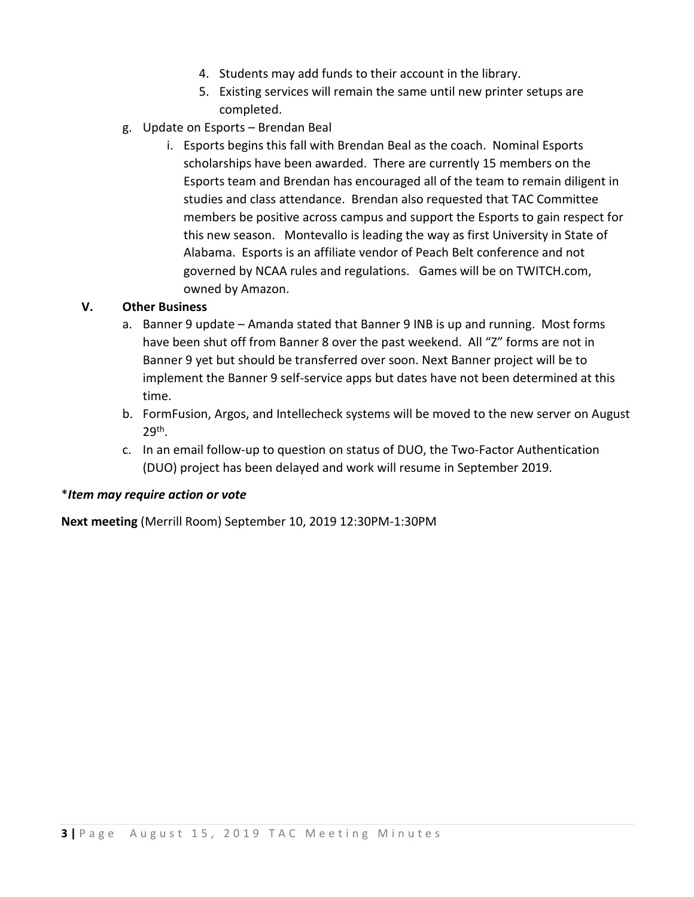4. Students may add funds to their account in the library.
5. Existing services will remain the same until new printer setups are completed.

g. Update on Esports – Brendan Beal

i. Esports begins this fall with Brendan Beal as the coach. Nominal Esports scholarships have been awarded. There are currently 15 members on the Esports team and Brendan has encouraged all of the team to remain diligent in studies and class attendance. Brendan also requested that TAC Committee members be positive across campus and support the Esports to gain respect for this new season. Montevallo is leading the way as first University in State of Alabama. Esports is an affiliate vendor of Peach Belt conference and not governed by NCAA rules and regulations. Games will be on TWITCH.com, owned by Amazon.

**V. Other Business**

a. Banner 9 update – Amanda stated that Banner 9 INB is up and running. Most forms have been shut off from Banner 8 over the past weekend. All "Z" forms are not in Banner 9 yet but should be transferred over soon. Next Banner project will be to implement the Banner 9 self-service apps but dates have not been determined at this time.

b. FormFusion, Argos, and Intellecheck systems will be moved to the new server on August 29th.

c. In an email follow-up to question on status of DUO, the Two-Factor Authentication (DUO) project has been delayed and work will resume in September 2019.

\**Item may require action or vote*

**Next meeting** (Merrill Room) September 10, 2019 12:30PM-1:30PM